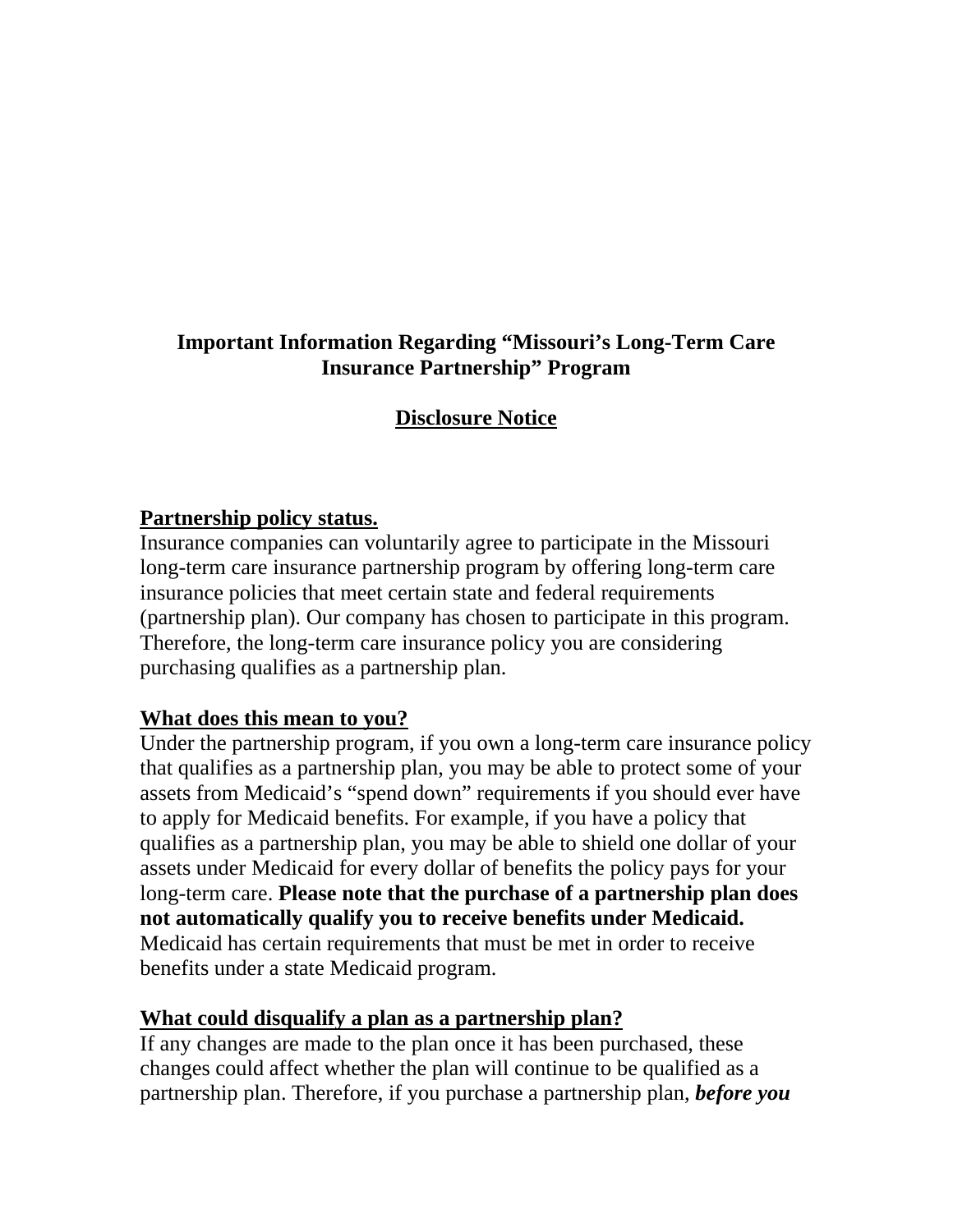# Important Information Regarding "Missouri's Long-Term Care Insurance Partnership" Program

## Disclosure Notice

**Partnership policy status.**

Insurance companies can voluntarily agree to participate in the Missouri long-term care insurance partnership program by offering long-term care insurance policies that meet certain state and federal requirements (partnership plan). Our company has chosen to participate in this program. Therefore, the long-term care insurance policy you are considering purchasing qualifies as a partnership plan.

**What does this mean to you?**

Under the partnership program, if you own a long-term care insurance policy that qualifies as a partnership plan, you may be able to protect some of your assets from Medicaid's "spend down" requirements if you should ever have to apply for Medicaid benefits. For example, if you have a policy that qualifies as a partnership plan, you may be able to shield one dollar of your assets under Medicaid for every dollar of benefits the policy pays for your long-term care. **Please note that the purchase of a partnership plan does not automatically qualify you to receive benefits under Medicaid.** Medicaid has certain requirements that must be met in order to receive benefits under a state Medicaid program.

**What could disqualify a plan as a partnership plan?**

If any changes are made to the plan once it has been purchased, these changes could affect whether the plan will continue to be qualified as a partnership plan. Therefore, if you purchase a partnership plan, ***before you***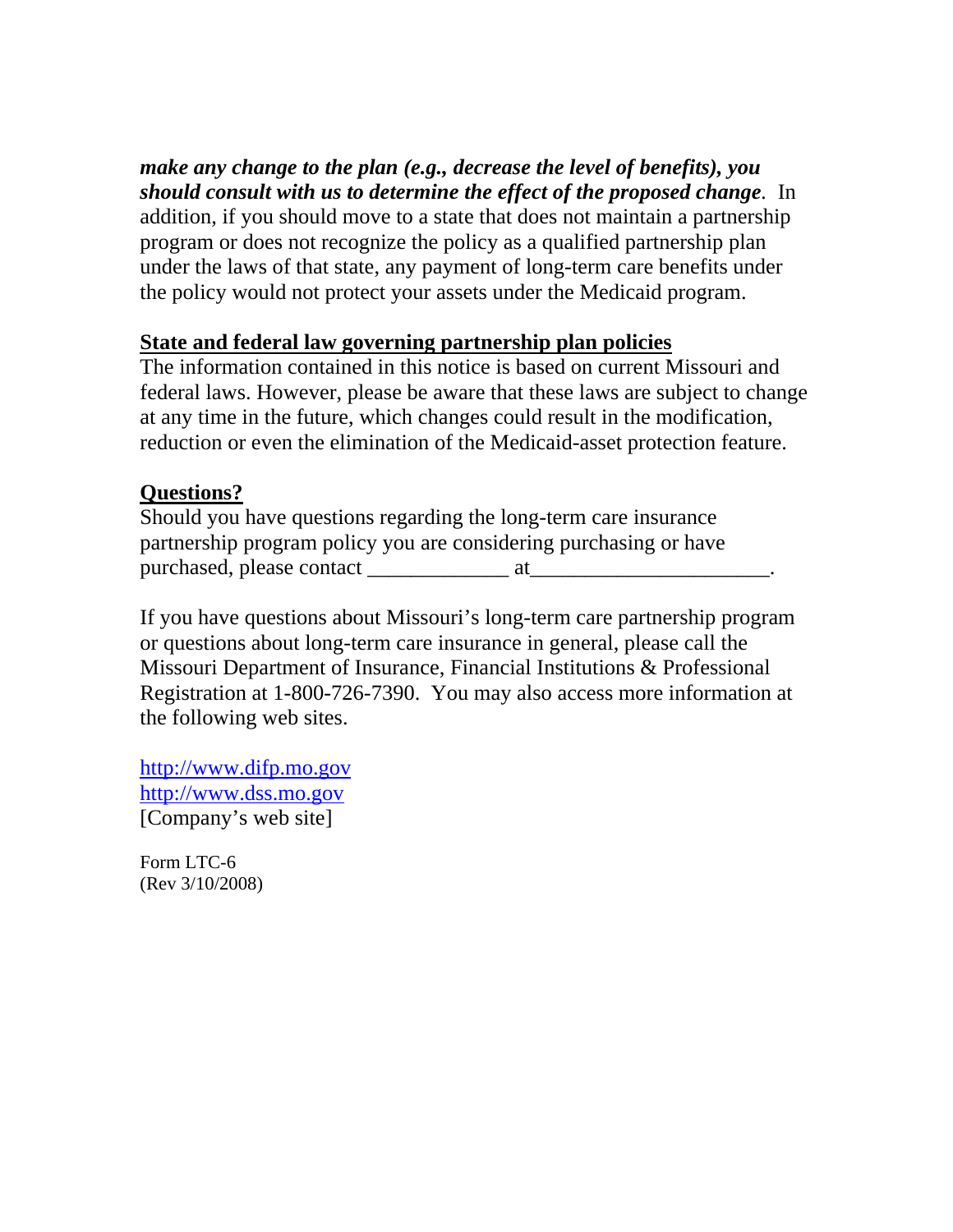***make any change to the plan (e.g., decrease the level of benefits), you should consult with us to determine the effect of the proposed change***. In addition, if you should move to a state that does not maintain a partnership program or does not recognize the policy as a qualified partnership plan under the laws of that state, any payment of long-term care benefits under the policy would not protect your assets under the Medicaid program.

**State and federal law governing partnership plan policies**

The information contained in this notice is based on current Missouri and federal laws. However, please be aware that these laws are subject to change at any time in the future, which changes could result in the modification, reduction or even the elimination of the Medicaid-asset protection feature.

**Questions?**

Should you have questions regarding the long-term care insurance partnership program policy you are considering purchasing or have purchased, please contact _____________ at______________________.

If you have questions about Missouri's long-term care partnership program or questions about long-term care insurance in general, please call the Missouri Department of Insurance, Financial Institutions & Professional Registration at 1-800-726-7390. You may also access more information at the following web sites.

http://www.difp.mo.gov
http://www.dss.mo.gov
[Company's web site]

Form LTC-6
(Rev 3/10/2008)